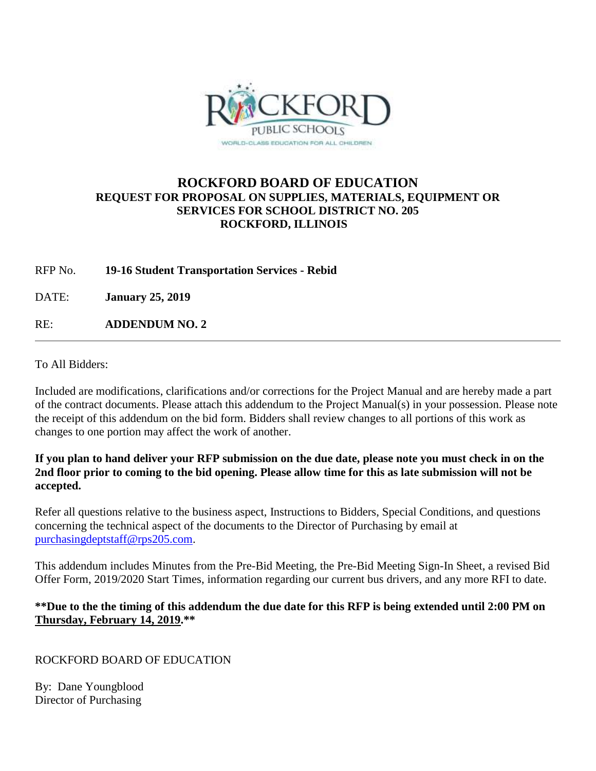# ROCKFORD BOARD OF EDUCATION

## REQUEST FOR PROPOSAL ON SUPPLIES, MATERIALS, EQUIPMENT OR SERVICES FOR SCHOOL DISTRICT NO. 205

## ROCKFORD, ILLINOIS

RFP No. **19-16 Student Transportation Services - Rebid**

DATE: **January 25, 2019**

RE: **ADDENDUM NO. 2**

---

To All Bidders:

Included are modifications, clarifications and/or corrections for the Project Manual and are hereby made a part of the contract documents. Please attach this addendum to the Project Manual(s) in your possession. Please note the receipt of this addendum on the bid form. Bidders shall review changes to all portions of this work as changes to one portion may affect the work of another.

**If you plan to hand deliver your RFP submission on the due date, please note you must check in on the 2nd floor prior to coming to the bid opening. Please allow time for this as late submission will not be accepted.**

Refer all questions relative to the business aspect, Instructions to Bidders, Special Conditions, and questions concerning the technical aspect of the documents to the Director of Purchasing by email at purchasingdeptstaff@rps205.com.

This addendum includes Minutes from the Pre-Bid Meeting, the Pre-Bid Meeting Sign-In Sheet, a revised Bid Offer Form, 2019/2020 Start Times, information regarding our current bus drivers, and any more RFI to date.

**\*\*Due to the the timing of this addendum the due date for this RFP is being extended until 2:00 PM on Thursday, February 14, 2019.\*\***

ROCKFORD BOARD OF EDUCATION

By: Dane Youngblood
Director of Purchasing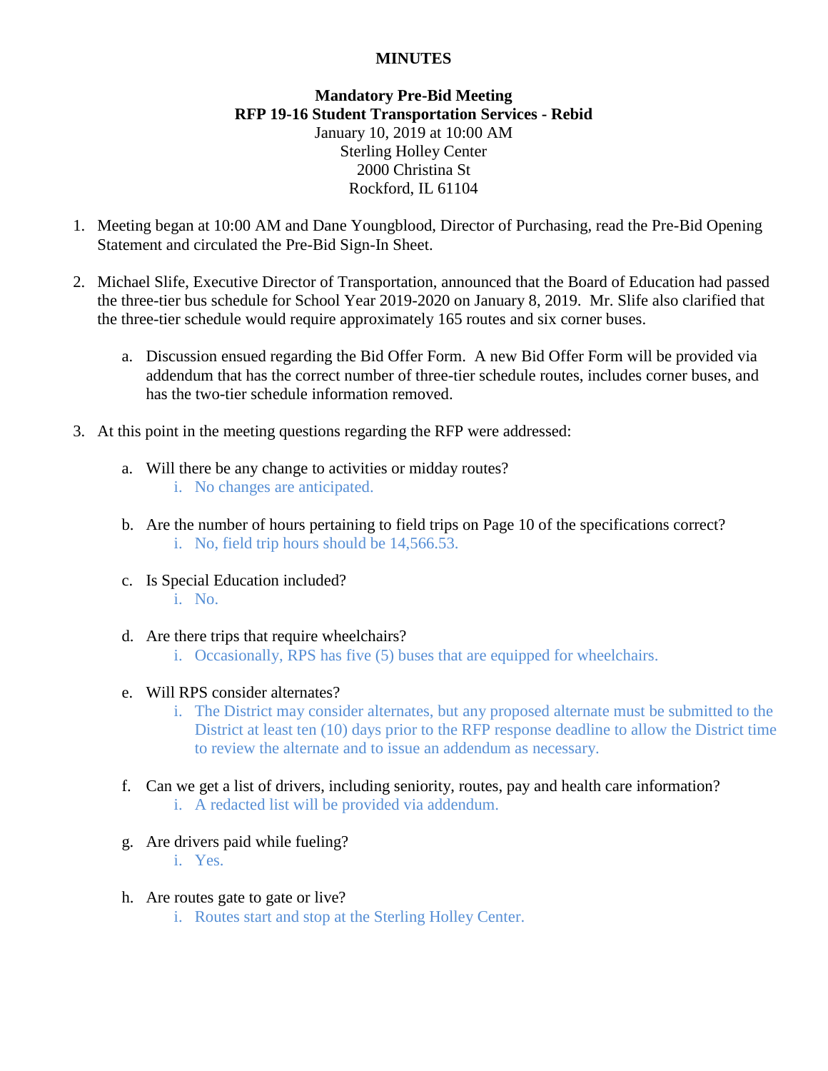**MINUTES**

**Mandatory Pre-Bid Meeting**
**RFP 19-16 Student Transportation Services - Rebid**
January 10, 2019 at 10:00 AM
Sterling Holley Center
2000 Christina St
Rockford, IL 61104

1. Meeting began at 10:00 AM and Dane Youngblood, Director of Purchasing, read the Pre-Bid Opening Statement and circulated the Pre-Bid Sign-In Sheet.

2. Michael Slife, Executive Director of Transportation, announced that the Board of Education had passed the three-tier bus schedule for School Year 2019-2020 on January 8, 2019. Mr. Slife also clarified that the three-tier schedule would require approximately 165 routes and six corner buses.

   a. Discussion ensued regarding the Bid Offer Form. A new Bid Offer Form will be provided via addendum that has the correct number of three-tier schedule routes, includes corner buses, and has the two-tier schedule information removed.

3. At this point in the meeting questions regarding the RFP were addressed:

   a. Will there be any change to activities or midday routes?
      i. No changes are anticipated.

   b. Are the number of hours pertaining to field trips on Page 10 of the specifications correct?
      i. No, field trip hours should be 14,566.53.

   c. Is Special Education included?
      i. No.

   d. Are there trips that require wheelchairs?
      i. Occasionally, RPS has five (5) buses that are equipped for wheelchairs.

   e. Will RPS consider alternates?
      i. The District may consider alternates, but any proposed alternate must be submitted to the District at least ten (10) days prior to the RFP response deadline to allow the District time to review the alternate and to issue an addendum as necessary.

   f. Can we get a list of drivers, including seniority, routes, pay and health care information?
      i. A redacted list will be provided via addendum.

   g. Are drivers paid while fueling?
      i. Yes.

   h. Are routes gate to gate or live?
      i. Routes start and stop at the Sterling Holley Center.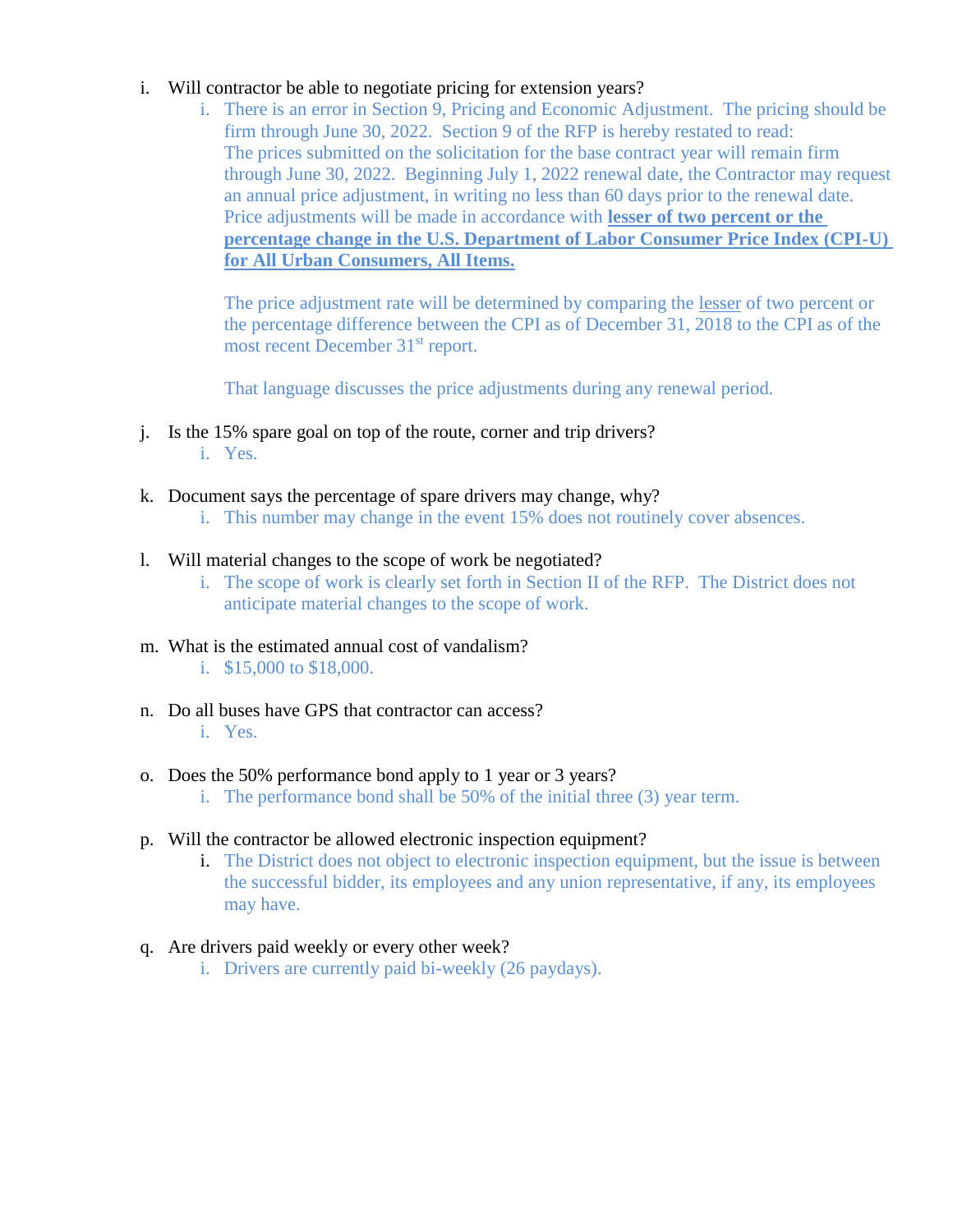i. Will contractor be able to negotiate pricing for extension years?

   i. There is an error in Section 9, Pricing and Economic Adjustment. The pricing should be firm through June 30, 2022. Section 9 of the RFP is hereby restated to read:
   The prices submitted on the solicitation for the base contract year will remain firm through June 30, 2022. Beginning July 1, 2022 renewal date, the Contractor may request an annual price adjustment, in writing no less than 60 days prior to the renewal date. Price adjustments will be made in accordance with **lesser of two percent or the percentage change in the U.S. Department of Labor Consumer Price Index (CPI-U) for All Urban Consumers, All Items.**

   The price adjustment rate will be determined by comparing the lesser of two percent or the percentage difference between the CPI as of December 31, 2018 to the CPI as of the most recent December 31st report.

   That language discusses the price adjustments during any renewal period.

j. Is the 15% spare goal on top of the route, corner and trip drivers?

   i. Yes.

k. Document says the percentage of spare drivers may change, why?

   i. This number may change in the event 15% does not routinely cover absences.

l. Will material changes to the scope of work be negotiated?

   i. The scope of work is clearly set forth in Section II of the RFP. The District does not anticipate material changes to the scope of work.

m. What is the estimated annual cost of vandalism?

   i. $15,000 to $18,000.

n. Do all buses have GPS that contractor can access?

   i. Yes.

o. Does the 50% performance bond apply to 1 year or 3 years?

   i. The performance bond shall be 50% of the initial three (3) year term.

p. Will the contractor be allowed electronic inspection equipment?

   i. The District does not object to electronic inspection equipment, but the issue is between the successful bidder, its employees and any union representative, if any, its employees may have.

q. Are drivers paid weekly or every other week?

   i. Drivers are currently paid bi-weekly (26 paydays).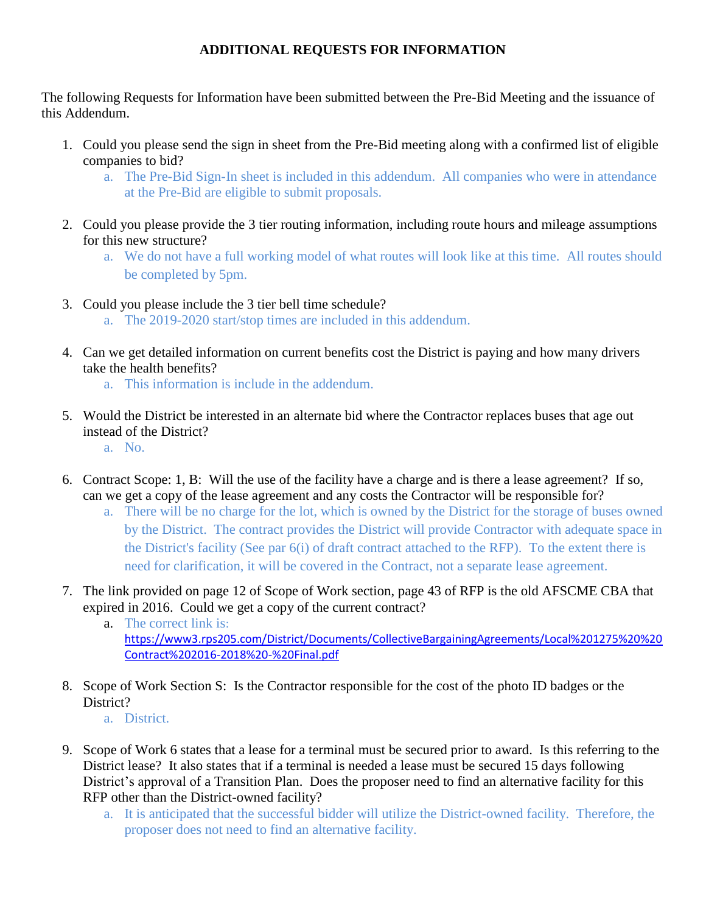## ADDITIONAL REQUESTS FOR INFORMATION

The following Requests for Information have been submitted between the Pre-Bid Meeting and the issuance of this Addendum.

1. Could you please send the sign in sheet from the Pre-Bid meeting along with a confirmed list of eligible companies to bid?
   a. The Pre-Bid Sign-In sheet is included in this addendum. All companies who were in attendance at the Pre-Bid are eligible to submit proposals.

2. Could you please provide the 3 tier routing information, including route hours and mileage assumptions for this new structure?
   a. We do not have a full working model of what routes will look like at this time. All routes should be completed by 5pm.

3. Could you please include the 3 tier bell time schedule?
   a. The 2019-2020 start/stop times are included in this addendum.

4. Can we get detailed information on current benefits cost the District is paying and how many drivers take the health benefits?
   a. This information is include in the addendum.

5. Would the District be interested in an alternate bid where the Contractor replaces buses that age out instead of the District?
   a. No.

6. Contract Scope: 1, B: Will the use of the facility have a charge and is there a lease agreement? If so, can we get a copy of the lease agreement and any costs the Contractor will be responsible for?
   a. There will be no charge for the lot, which is owned by the District for the storage of buses owned by the District. The contract provides the District will provide Contractor with adequate space in the District's facility (See par 6(i) of draft contract attached to the RFP). To the extent there is need for clarification, it will be covered in the Contract, not a separate lease agreement.

7. The link provided on page 12 of Scope of Work section, page 43 of RFP is the old AFSCME CBA that expired in 2016. Could we get a copy of the current contract?
   a. The correct link is: https://www3.rps205.com/District/Documents/CollectiveBargainingAgreements/Local%201275%20%20Contract%202016-2018%20-%20Final.pdf

8. Scope of Work Section S: Is the Contractor responsible for the cost of the photo ID badges or the District?
   a. District.

9. Scope of Work 6 states that a lease for a terminal must be secured prior to award. Is this referring to the District lease? It also states that if a terminal is needed a lease must be secured 15 days following District's approval of a Transition Plan. Does the proposer need to find an alternative facility for this RFP other than the District-owned facility?
   a. It is anticipated that the successful bidder will utilize the District-owned facility. Therefore, the proposer does not need to find an alternative facility.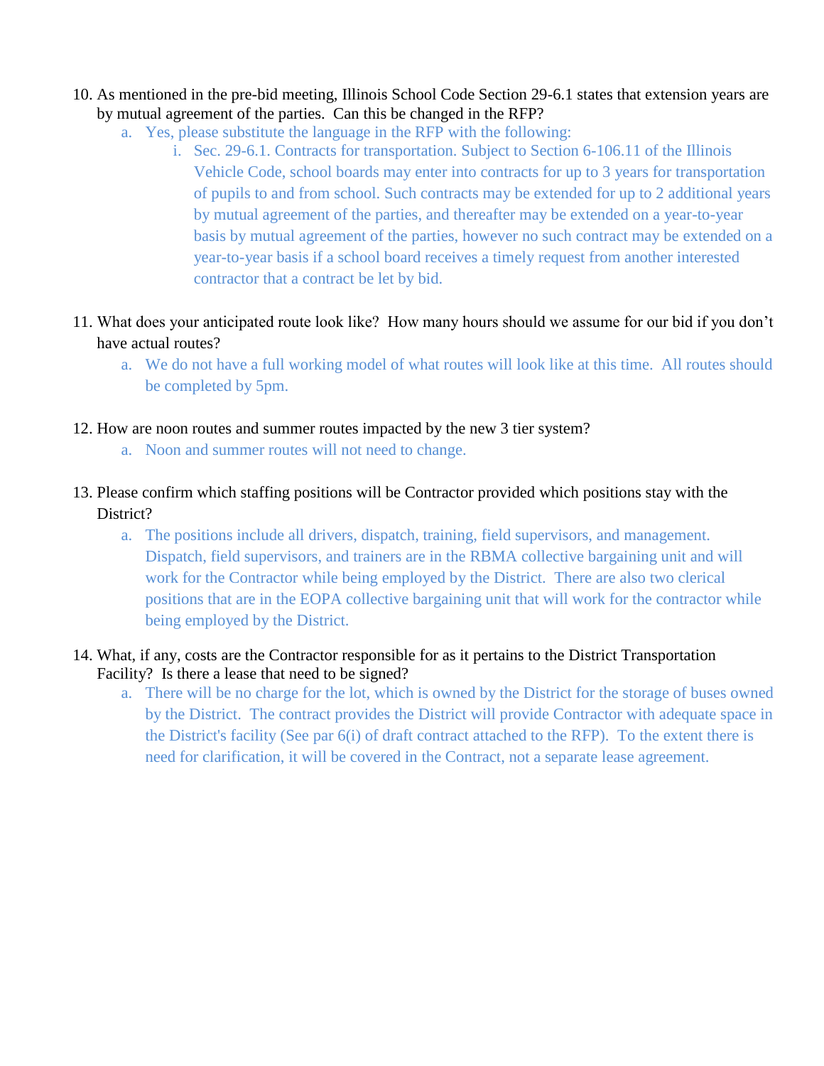10. As mentioned in the pre-bid meeting, Illinois School Code Section 29-6.1 states that extension years are by mutual agreement of the parties. Can this be changed in the RFP?
    a. Yes, please substitute the language in the RFP with the following:
        i. Sec. 29-6.1. Contracts for transportation. Subject to Section 6-106.11 of the Illinois Vehicle Code, school boards may enter into contracts for up to 3 years for transportation of pupils to and from school. Such contracts may be extended for up to 2 additional years by mutual agreement of the parties, and thereafter may be extended on a year-to-year basis by mutual agreement of the parties, however no such contract may be extended on a year-to-year basis if a school board receives a timely request from another interested contractor that a contract be let by bid.

11. What does your anticipated route look like? How many hours should we assume for our bid if you don't have actual routes?
    a. We do not have a full working model of what routes will look like at this time. All routes should be completed by 5pm.

12. How are noon routes and summer routes impacted by the new 3 tier system?
    a. Noon and summer routes will not need to change.

13. Please confirm which staffing positions will be Contractor provided which positions stay with the District?
    a. The positions include all drivers, dispatch, training, field supervisors, and management. Dispatch, field supervisors, and trainers are in the RBMA collective bargaining unit and will work for the Contractor while being employed by the District. There are also two clerical positions that are in the EOPA collective bargaining unit that will work for the contractor while being employed by the District.

14. What, if any, costs are the Contractor responsible for as it pertains to the District Transportation Facility? Is there a lease that need to be signed?
    a. There will be no charge for the lot, which is owned by the District for the storage of buses owned by the District. The contract provides the District will provide Contractor with adequate space in the District's facility (See par 6(i) of draft contract attached to the RFP). To the extent there is need for clarification, it will be covered in the Contract, not a separate lease agreement.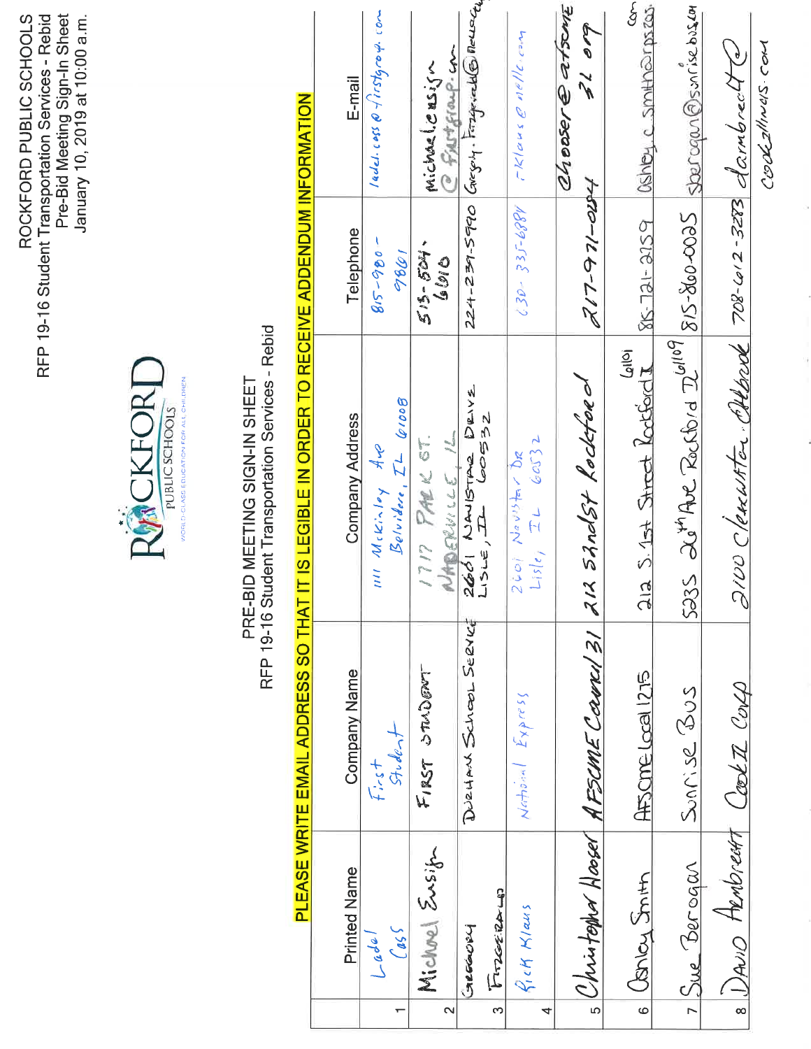ROCKFORD PUBLIC SCHOOLS
RFP 19-16 Student Transportation Services - Rebid
Pre-Bid Meeting Sign-In Sheet
January 10, 2019 at 10:00 a.m.

ROCKFORD PUBLIC SCHOOLS
WORLD-CLASS EDUCATION FOR ALL CHILDREN

# PRE-BID MEETING SIGN-IN SHEET
## RFP 19-16 Student Transportation Services - Rebid

**PLEASE WRITE EMAIL ADDRESS SO THAT IT IS LEGIBLE IN ORDER TO RECEIVE ADDENDUM INFORMATION**

| | Printed Name | Company Name | Company Address | Telephone | E-mail |
|---|---|---|---|---|---|
| 1 | Ladel Cass | First Student | 1111 McKinley Ave Belvidere, IL 61008 | 815-980-9861 | ladel.cass@firstgroup.com |
| 2 | Michael Ensign | FIRST STUDENT | 1717 PARK ST. NAPERVILLE, IL | 515-504-6910 | Michael.ensign@firstgroup.com |
| 3 | GREGORY FITZGERALD | DURHAM SCHOOL SERVICE | 2601 NAVISTAR DRIVE LISLE, IL 60532 | 224-239-5990 | Gregory.Fitzgerald@nellc.com |
| 4 | Rick Klaus | National Express | 2601 Navistar Dr Lisle, IL 60532 | 630-335-6884 | rklaus@nellc.com |
| 5 | Christopher Hooser | AFSCME Council 31 | 212 S 2nd St Rockford | 217-971-0204 | Chooser@afscme31.org |
| 6 | Ashley Smith | AFSCME Local 1275 | 212 S. 1st Street Rockford IL 61101 | 815-721-2159 | ashley.c.smith@rps205.com |
| 7 | Sue Berogan | Sunrise Bus | 5235 26th Ave Rockford IL 61109 | 815-860-0025 | sberogan@sunrisebus.com |
| 8 | DAVID ARMBRECHT | Cook IL Corp | 2100 Clearwater Dr Oakbrook | 708-612-3273 | darmbrecht@cookillinois.com |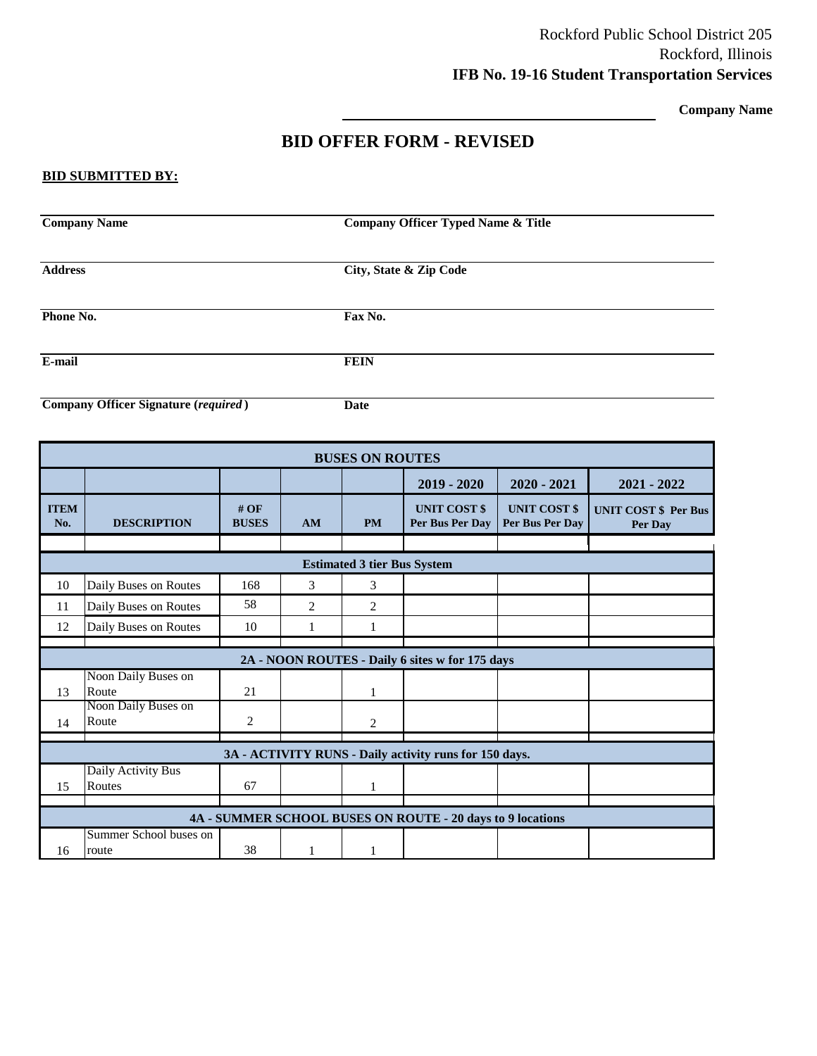Rockford Public School District 205
Rockford, Illinois
**IFB No. 19-16 Student Transportation Services**

**Company Name**

# BID OFFER FORM - REVISED

**BID SUBMITTED BY:**

| **Company Name** | **Company Officer Typed Name & Title** |
|---|---|
| **Address** | **City, State & Zip Code** |
| **Phone No.** | **Fax No.** |
| **E-mail** | **FEIN** |
| **Company Officer Signature (*required*)** | **Date** |

| **BUSES ON ROUTES** | | | | | | | |
|---|---|---|---|---|---|---|---|
| | | | | | **2019 - 2020** | **2020 - 2021** | **2021 - 2022** |
| **ITEM No.** | **DESCRIPTION** | **# OF BUSES** | **AM** | **PM** | **UNIT COST $ Per Bus Per Day** | **UNIT COST $ Per Bus Per Day** | **UNIT COST $ Per Bus Per Day** |
| | | | | | | | |
| **Estimated 3 tier Bus System** | | | | | | | |
| 10 | Daily Buses on Routes | 168 | 3 | 3 | | | |
| 11 | Daily Buses on Routes | 58 | 2 | 2 | | | |
| 12 | Daily Buses on Routes | 10 | 1 | 1 | | | |
| | | | | | | | |
| **2A - NOON ROUTES - Daily 6 sites w for 175 days** | | | | | | | |
| 13 | Noon Daily Buses on Route | 21 | | 1 | | | |
| 14 | Noon Daily Buses on Route | 2 | | 2 | | | |
| | | | | | | | |
| **3A - ACTIVITY RUNS - Daily activity runs for 150 days.** | | | | | | | |
| 15 | Daily Activity Bus Routes | 67 | | 1 | | | |
| | | | | | | | |
| **4A - SUMMER SCHOOL BUSES ON ROUTE - 20 days to 9 locations** | | | | | | | |
| 16 | Summer School buses on route | 38 | 1 | 1 | | | |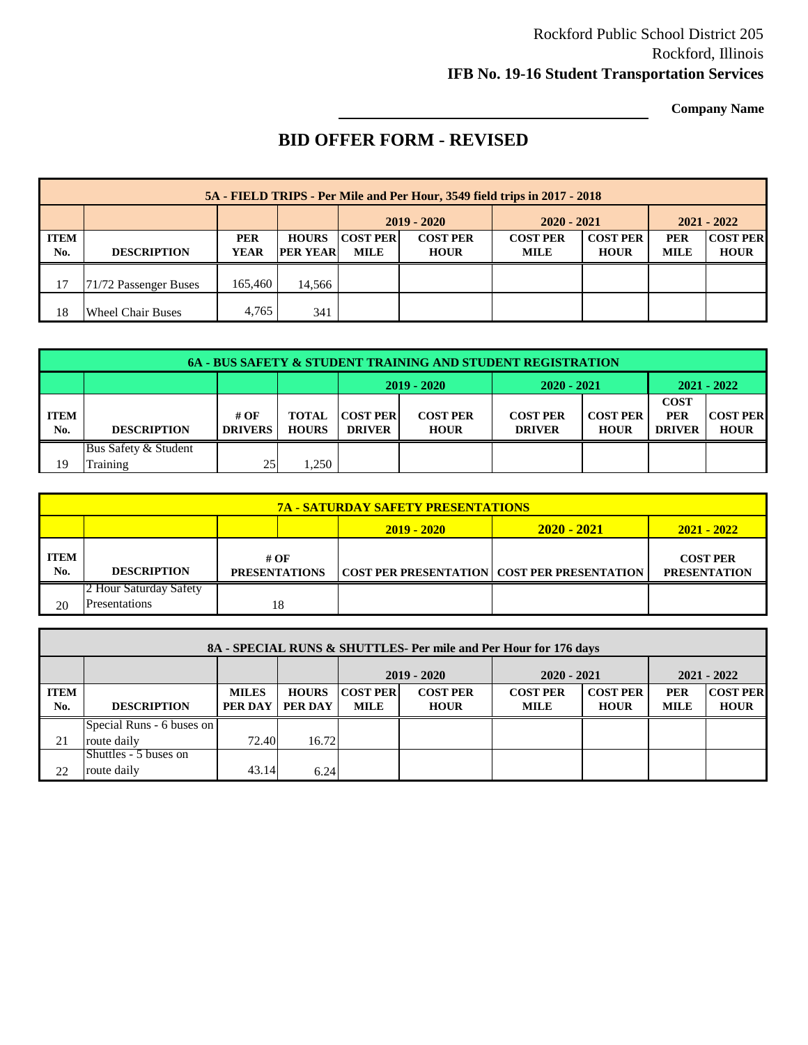Rockford Public School District 205
Rockford, Illinois
**IFB No. 19-16 Student Transportation Services**

______________________________ **Company Name**

# BID OFFER FORM - REVISED

| 5A - FIELD TRIPS - Per Mile and Per Hour, 3549 field trips in 2017 - 2018 | | | | | | | | | |
|---|---|---|---|---|---|---|---|---|---|
| | | | | 2019 - 2020 | | 2020 - 2021 | | 2021 - 2022 | |
| **ITEM No.** | **DESCRIPTION** | **PER YEAR** | **HOURS PER YEAR** | **COST PER MILE** | **COST PER HOUR** | **COST PER MILE** | **COST PER HOUR** | **PER MILE** | **COST PER HOUR** |
| 17 | 71/72 Passenger Buses | 165,460 | 14,566 | | | | | | |
| 18 | Wheel Chair Buses | 4,765 | 341 | | | | | | |

| 6A - BUS SAFETY & STUDENT TRAINING AND STUDENT REGISTRATION | | | | | | | | | |
|---|---|---|---|---|---|---|---|---|---|
| | | | | 2019 - 2020 | | 2020 - 2021 | | 2021 - 2022 | |
| **ITEM No.** | **DESCRIPTION** | **# OF DRIVERS** | **TOTAL HOURS** | **COST PER DRIVER** | **COST PER HOUR** | **COST PER DRIVER** | **COST PER HOUR** | **COST PER DRIVER** | **COST PER HOUR** |
| 19 | Bus Safety & Student Training | 25 | 1,250 | | | | | | |

| 7A - SATURDAY SAFETY PRESENTATIONS | | | | | |
|---|---|---|---|---|---|
| | | | 2019 - 2020 | 2020 - 2021 | 2021 - 2022 |
| **ITEM No.** | **DESCRIPTION** | **# OF PRESENTATIONS** | **COST PER PRESENTATION** | **COST PER PRESENTATION** | **COST PER PRESENTATION** |
| 20 | 2 Hour Saturday Safety Presentations | 18 | | | |

| 8A - SPECIAL RUNS & SHUTTLES- Per mile and Per Hour for 176 days | | | | | | | | | |
|---|---|---|---|---|---|---|---|---|---|
| | | | | 2019 - 2020 | | 2020 - 2021 | | 2021 - 2022 | |
| **ITEM No.** | **DESCRIPTION** | **MILES PER DAY** | **HOURS PER DAY** | **COST PER MILE** | **COST PER HOUR** | **COST PER MILE** | **COST PER HOUR** | **PER MILE** | **COST PER HOUR** |
| 21 | Special Runs - 6 buses on route daily | 72.40 | 16.72 | | | | | | |
| 22 | Shuttles - 5 buses on route daily | 43.14 | 6.24 | | | | | | |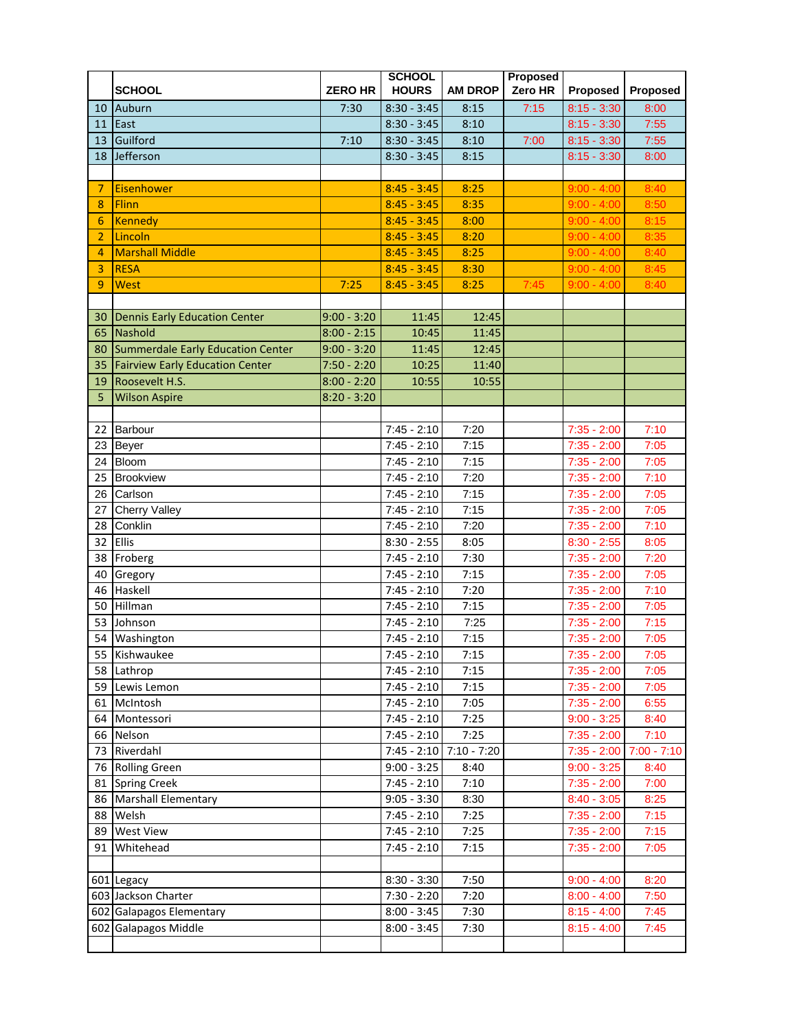| | SCHOOL | ZERO HR | SCHOOL HOURS | AM DROP | Proposed Zero HR | Proposed | Proposed |
|---|---|---|---|---|---|---|---|
| 10 | Auburn | 7:30 | 8:30 - 3:45 | 8:15 | 7:15 | 8:15 - 3:30 | 8:00 |
| 11 | East | | 8:30 - 3:45 | 8:10 | | 8:15 - 3:30 | 7:55 |
| 13 | Guilford | 7:10 | 8:30 - 3:45 | 8:10 | 7:00 | 8:15 - 3:30 | 7:55 |
| 18 | Jefferson | | 8:30 - 3:45 | 8:15 | | 8:15 - 3:30 | 8:00 |
| | | | | | | | |
| 7 | Eisenhower | | 8:45 - 3:45 | 8:25 | | 9:00 - 4:00 | 8:40 |
| 8 | Flinn | | 8:45 - 3:45 | 8:35 | | 9:00 - 4:00 | 8:50 |
| 6 | Kennedy | | 8:45 - 3:45 | 8:00 | | 9:00 - 4:00 | 8:15 |
| 2 | Lincoln | | 8:45 - 3:45 | 8:20 | | 9:00 - 4:00 | 8:35 |
| 4 | Marshall Middle | | 8:45 - 3:45 | 8:25 | | 9:00 - 4:00 | 8:40 |
| 3 | RESA | | 8:45 - 3:45 | 8:30 | | 9:00 - 4:00 | 8:45 |
| 9 | West | 7:25 | 8:45 - 3:45 | 8:25 | 7:45 | 9:00 - 4:00 | 8:40 |
| | | | | | | | |
| 30 | Dennis Early Education Center | 9:00 - 3:20 | 11:45 | 12:45 | | | |
| 65 | Nashold | 8:00 - 2:15 | 10:45 | 11:45 | | | |
| 80 | Summerdale Early Education Center | 9:00 - 3:20 | 11:45 | 12:45 | | | |
| 35 | Fairview Early Education Center | 7:50 - 2:20 | 10:25 | 11:40 | | | |
| 19 | Roosevelt H.S. | 8:00 - 2:20 | 10:55 | 10:55 | | | |
| 5 | Wilson Aspire | 8:20 - 3:20 | | | | | |
| | | | | | | | |
| 22 | Barbour | | 7:45 - 2:10 | 7:20 | | 7:35 - 2:00 | 7:10 |
| 23 | Beyer | | 7:45 - 2:10 | 7:15 | | 7:35 - 2:00 | 7:05 |
| 24 | Bloom | | 7:45 - 2:10 | 7:15 | | 7:35 - 2:00 | 7:05 |
| 25 | Brookview | | 7:45 - 2:10 | 7:20 | | 7:35 - 2:00 | 7:10 |
| 26 | Carlson | | 7:45 - 2:10 | 7:15 | | 7:35 - 2:00 | 7:05 |
| 27 | Cherry Valley | | 7:45 - 2:10 | 7:15 | | 7:35 - 2:00 | 7:05 |
| 28 | Conklin | | 7:45 - 2:10 | 7:20 | | 7:35 - 2:00 | 7:10 |
| 32 | Ellis | | 8:30 - 2:55 | 8:05 | | 8:30 - 2:55 | 8:05 |
| 38 | Froberg | | 7:45 - 2:10 | 7:30 | | 7:35 - 2:00 | 7:20 |
| 40 | Gregory | | 7:45 - 2:10 | 7:15 | | 7:35 - 2:00 | 7:05 |
| 46 | Haskell | | 7:45 - 2:10 | 7:20 | | 7:35 - 2:00 | 7:10 |
| 50 | Hillman | | 7:45 - 2:10 | 7:15 | | 7:35 - 2:00 | 7:05 |
| 53 | Johnson | | 7:45 - 2:10 | 7:25 | | 7:35 - 2:00 | 7:15 |
| 54 | Washington | | 7:45 - 2:10 | 7:15 | | 7:35 - 2:00 | 7:05 |
| 55 | Kishwaukee | | 7:45 - 2:10 | 7:15 | | 7:35 - 2:00 | 7:05 |
| 58 | Lathrop | | 7:45 - 2:10 | 7:15 | | 7:35 - 2:00 | 7:05 |
| 59 | Lewis Lemon | | 7:45 - 2:10 | 7:15 | | 7:35 - 2:00 | 7:05 |
| 61 | McIntosh | | 7:45 - 2:10 | 7:05 | | 7:35 - 2:00 | 6:55 |
| 64 | Montessori | | 7:45 - 2:10 | 7:25 | | 9:00 - 3:25 | 8:40 |
| 66 | Nelson | | 7:45 - 2:10 | 7:20 | | 7:35 - 2:00 | 7:10 |
| 73 | Riverdahl | | 7:45 - 2:10 | 7:10 - 7:20 | | 7:35 - 2:00 | 7:00 - 7:10 |
| 76 | Rolling Green | | 9:00 - 3:25 | 8:40 | | 9:00 - 3:25 | 8:40 |
| 81 | Spring Creek | | 7:45 - 2:10 | 7:10 | | 7:35 - 2:00 | 7:00 |
| 86 | Marshall Elementary | | 9:05 - 3:30 | 8:30 | | 8:40 - 3:05 | 8:25 |
| 88 | Welsh | | 7:45 - 2:10 | 7:25 | | 7:35 - 2:00 | 7:15 |
| 89 | West View | | 7:45 - 2:10 | 7:25 | | 7:35 - 2:00 | 7:15 |
| 91 | Whitehead | | 7:45 - 2:10 | 7:15 | | 7:35 - 2:00 | 7:05 |
| | | | | | | | |
| 601 | Legacy | | 8:30 - 3:30 | 7:50 | | 9:00 - 4:00 | 8:20 |
| 603 | Jackson Charter | | 7:30 - 2:20 | 7:20 | | 8:00 - 4:00 | 7:50 |
| 602 | Galapagos Elementary | | 8:00 - 3:45 | 7:30 | | 8:15 - 4:00 | 7:45 |
| 602 | Galapagos Middle | | 8:00 - 3:45 | 7:30 | | 8:15 - 4:00 | 7:45 |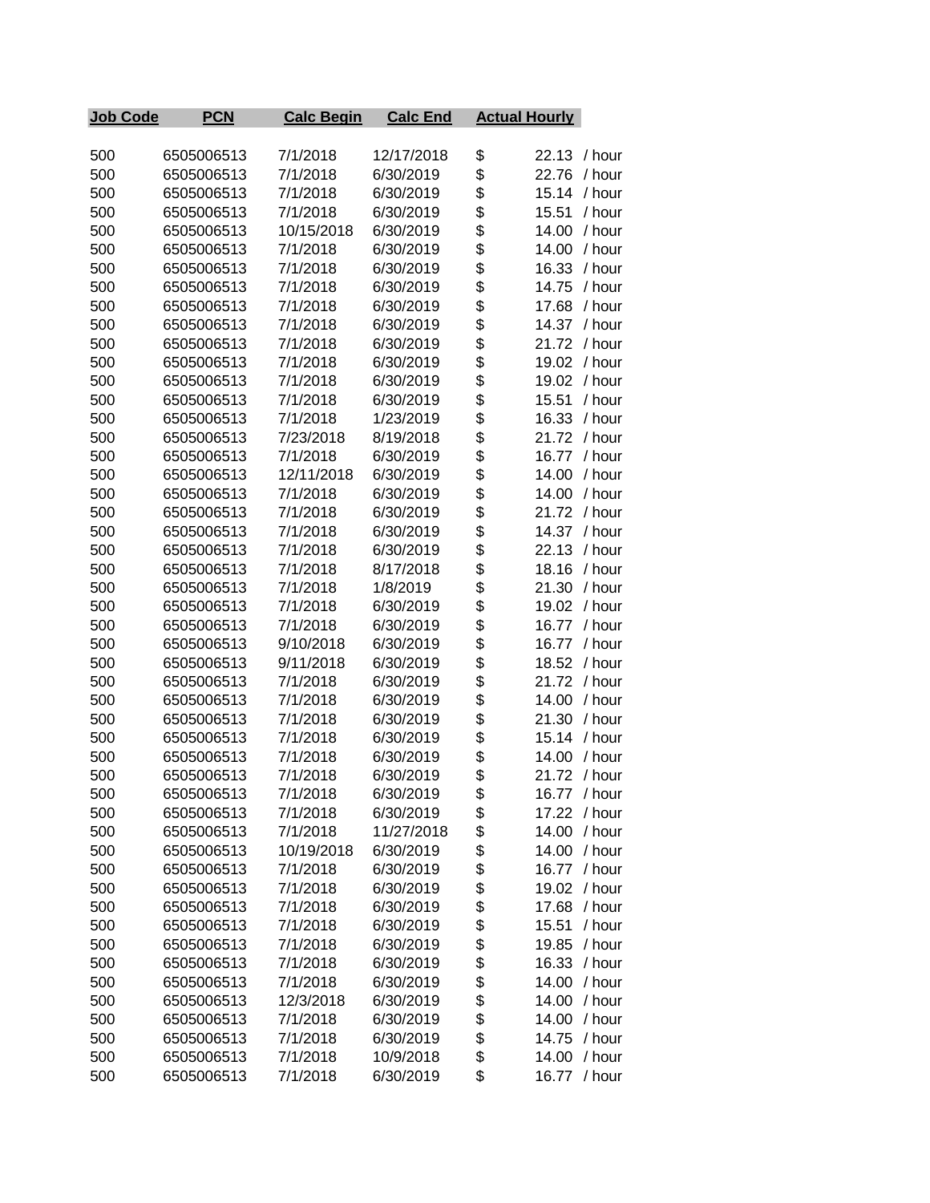| Job Code | PCN | Calc Begin | Calc End | Actual Hourly |
|---|---|---|---|---|
| 500 | 6505006513 | 7/1/2018 | 12/17/2018 | $ 22.13 / hour |
| 500 | 6505006513 | 7/1/2018 | 6/30/2019 | $ 22.76 / hour |
| 500 | 6505006513 | 7/1/2018 | 6/30/2019 | $ 15.14 / hour |
| 500 | 6505006513 | 7/1/2018 | 6/30/2019 | $ 15.51 / hour |
| 500 | 6505006513 | 10/15/2018 | 6/30/2019 | $ 14.00 / hour |
| 500 | 6505006513 | 7/1/2018 | 6/30/2019 | $ 14.00 / hour |
| 500 | 6505006513 | 7/1/2018 | 6/30/2019 | $ 16.33 / hour |
| 500 | 6505006513 | 7/1/2018 | 6/30/2019 | $ 14.75 / hour |
| 500 | 6505006513 | 7/1/2018 | 6/30/2019 | $ 17.68 / hour |
| 500 | 6505006513 | 7/1/2018 | 6/30/2019 | $ 14.37 / hour |
| 500 | 6505006513 | 7/1/2018 | 6/30/2019 | $ 21.72 / hour |
| 500 | 6505006513 | 7/1/2018 | 6/30/2019 | $ 19.02 / hour |
| 500 | 6505006513 | 7/1/2018 | 6/30/2019 | $ 19.02 / hour |
| 500 | 6505006513 | 7/1/2018 | 6/30/2019 | $ 15.51 / hour |
| 500 | 6505006513 | 7/1/2018 | 1/23/2019 | $ 16.33 / hour |
| 500 | 6505006513 | 7/23/2018 | 8/19/2018 | $ 21.72 / hour |
| 500 | 6505006513 | 7/1/2018 | 6/30/2019 | $ 16.77 / hour |
| 500 | 6505006513 | 12/11/2018 | 6/30/2019 | $ 14.00 / hour |
| 500 | 6505006513 | 7/1/2018 | 6/30/2019 | $ 14.00 / hour |
| 500 | 6505006513 | 7/1/2018 | 6/30/2019 | $ 21.72 / hour |
| 500 | 6505006513 | 7/1/2018 | 6/30/2019 | $ 14.37 / hour |
| 500 | 6505006513 | 7/1/2018 | 6/30/2019 | $ 22.13 / hour |
| 500 | 6505006513 | 7/1/2018 | 8/17/2018 | $ 18.16 / hour |
| 500 | 6505006513 | 7/1/2018 | 1/8/2019 | $ 21.30 / hour |
| 500 | 6505006513 | 7/1/2018 | 6/30/2019 | $ 19.02 / hour |
| 500 | 6505006513 | 7/1/2018 | 6/30/2019 | $ 16.77 / hour |
| 500 | 6505006513 | 9/10/2018 | 6/30/2019 | $ 16.77 / hour |
| 500 | 6505006513 | 9/11/2018 | 6/30/2019 | $ 18.52 / hour |
| 500 | 6505006513 | 7/1/2018 | 6/30/2019 | $ 21.72 / hour |
| 500 | 6505006513 | 7/1/2018 | 6/30/2019 | $ 14.00 / hour |
| 500 | 6505006513 | 7/1/2018 | 6/30/2019 | $ 21.30 / hour |
| 500 | 6505006513 | 7/1/2018 | 6/30/2019 | $ 15.14 / hour |
| 500 | 6505006513 | 7/1/2018 | 6/30/2019 | $ 14.00 / hour |
| 500 | 6505006513 | 7/1/2018 | 6/30/2019 | $ 21.72 / hour |
| 500 | 6505006513 | 7/1/2018 | 6/30/2019 | $ 16.77 / hour |
| 500 | 6505006513 | 7/1/2018 | 6/30/2019 | $ 17.22 / hour |
| 500 | 6505006513 | 7/1/2018 | 11/27/2018 | $ 14.00 / hour |
| 500 | 6505006513 | 10/19/2018 | 6/30/2019 | $ 14.00 / hour |
| 500 | 6505006513 | 7/1/2018 | 6/30/2019 | $ 16.77 / hour |
| 500 | 6505006513 | 7/1/2018 | 6/30/2019 | $ 19.02 / hour |
| 500 | 6505006513 | 7/1/2018 | 6/30/2019 | $ 17.68 / hour |
| 500 | 6505006513 | 7/1/2018 | 6/30/2019 | $ 15.51 / hour |
| 500 | 6505006513 | 7/1/2018 | 6/30/2019 | $ 19.85 / hour |
| 500 | 6505006513 | 7/1/2018 | 6/30/2019 | $ 16.33 / hour |
| 500 | 6505006513 | 7/1/2018 | 6/30/2019 | $ 14.00 / hour |
| 500 | 6505006513 | 12/3/2018 | 6/30/2019 | $ 14.00 / hour |
| 500 | 6505006513 | 7/1/2018 | 6/30/2019 | $ 14.00 / hour |
| 500 | 6505006513 | 7/1/2018 | 6/30/2019 | $ 14.75 / hour |
| 500 | 6505006513 | 7/1/2018 | 10/9/2018 | $ 14.00 / hour |
| 500 | 6505006513 | 7/1/2018 | 6/30/2019 | $ 16.77 / hour |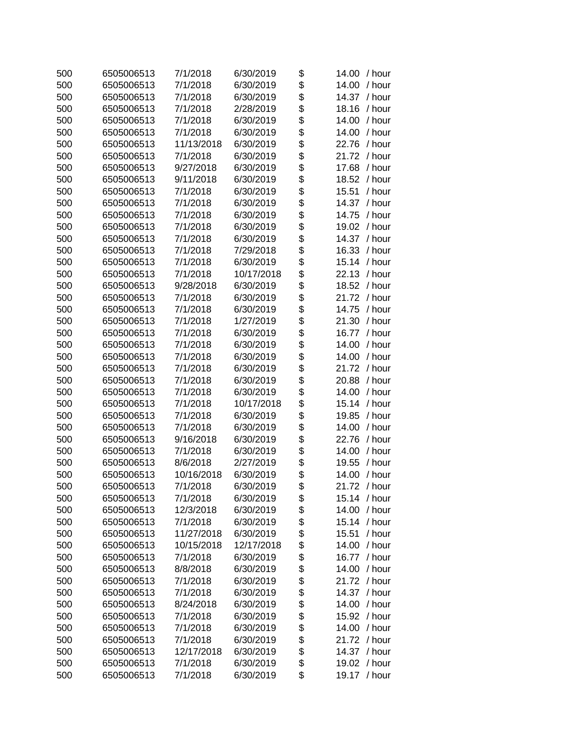| | | | | | |
|---|---|---|---|---|---|
| 500 | 6505006513 | 7/1/2018 | 6/30/2019 | $ 14.00 | / hour |
| 500 | 6505006513 | 7/1/2018 | 6/30/2019 | $ 14.00 | / hour |
| 500 | 6505006513 | 7/1/2018 | 6/30/2019 | $ 14.37 | / hour |
| 500 | 6505006513 | 7/1/2018 | 2/28/2019 | $ 18.16 | / hour |
| 500 | 6505006513 | 7/1/2018 | 6/30/2019 | $ 14.00 | / hour |
| 500 | 6505006513 | 7/1/2018 | 6/30/2019 | $ 14.00 | / hour |
| 500 | 6505006513 | 11/13/2018 | 6/30/2019 | $ 22.76 | / hour |
| 500 | 6505006513 | 7/1/2018 | 6/30/2019 | $ 21.72 | / hour |
| 500 | 6505006513 | 9/27/2018 | 6/30/2019 | $ 17.68 | / hour |
| 500 | 6505006513 | 9/11/2018 | 6/30/2019 | $ 18.52 | / hour |
| 500 | 6505006513 | 7/1/2018 | 6/30/2019 | $ 15.51 | / hour |
| 500 | 6505006513 | 7/1/2018 | 6/30/2019 | $ 14.37 | / hour |
| 500 | 6505006513 | 7/1/2018 | 6/30/2019 | $ 14.75 | / hour |
| 500 | 6505006513 | 7/1/2018 | 6/30/2019 | $ 19.02 | / hour |
| 500 | 6505006513 | 7/1/2018 | 6/30/2019 | $ 14.37 | / hour |
| 500 | 6505006513 | 7/1/2018 | 7/29/2018 | $ 16.33 | / hour |
| 500 | 6505006513 | 7/1/2018 | 6/30/2019 | $ 15.14 | / hour |
| 500 | 6505006513 | 7/1/2018 | 10/17/2018 | $ 22.13 | / hour |
| 500 | 6505006513 | 9/28/2018 | 6/30/2019 | $ 18.52 | / hour |
| 500 | 6505006513 | 7/1/2018 | 6/30/2019 | $ 21.72 | / hour |
| 500 | 6505006513 | 7/1/2018 | 6/30/2019 | $ 14.75 | / hour |
| 500 | 6505006513 | 7/1/2018 | 1/27/2019 | $ 21.30 | / hour |
| 500 | 6505006513 | 7/1/2018 | 6/30/2019 | $ 16.77 | / hour |
| 500 | 6505006513 | 7/1/2018 | 6/30/2019 | $ 14.00 | / hour |
| 500 | 6505006513 | 7/1/2018 | 6/30/2019 | $ 14.00 | / hour |
| 500 | 6505006513 | 7/1/2018 | 6/30/2019 | $ 21.72 | / hour |
| 500 | 6505006513 | 7/1/2018 | 6/30/2019 | $ 20.88 | / hour |
| 500 | 6505006513 | 7/1/2018 | 6/30/2019 | $ 14.00 | / hour |
| 500 | 6505006513 | 7/1/2018 | 10/17/2018 | $ 15.14 | / hour |
| 500 | 6505006513 | 7/1/2018 | 6/30/2019 | $ 19.85 | / hour |
| 500 | 6505006513 | 7/1/2018 | 6/30/2019 | $ 14.00 | / hour |
| 500 | 6505006513 | 9/16/2018 | 6/30/2019 | $ 22.76 | / hour |
| 500 | 6505006513 | 7/1/2018 | 6/30/2019 | $ 14.00 | / hour |
| 500 | 6505006513 | 8/6/2018 | 2/27/2019 | $ 19.55 | / hour |
| 500 | 6505006513 | 10/16/2018 | 6/30/2019 | $ 14.00 | / hour |
| 500 | 6505006513 | 7/1/2018 | 6/30/2019 | $ 21.72 | / hour |
| 500 | 6505006513 | 7/1/2018 | 6/30/2019 | $ 15.14 | / hour |
| 500 | 6505006513 | 12/3/2018 | 6/30/2019 | $ 14.00 | / hour |
| 500 | 6505006513 | 7/1/2018 | 6/30/2019 | $ 15.14 | / hour |
| 500 | 6505006513 | 11/27/2018 | 6/30/2019 | $ 15.51 | / hour |
| 500 | 6505006513 | 10/15/2018 | 12/17/2018 | $ 14.00 | / hour |
| 500 | 6505006513 | 7/1/2018 | 6/30/2019 | $ 16.77 | / hour |
| 500 | 6505006513 | 8/8/2018 | 6/30/2019 | $ 14.00 | / hour |
| 500 | 6505006513 | 7/1/2018 | 6/30/2019 | $ 21.72 | / hour |
| 500 | 6505006513 | 7/1/2018 | 6/30/2019 | $ 14.37 | / hour |
| 500 | 6505006513 | 8/24/2018 | 6/30/2019 | $ 14.00 | / hour |
| 500 | 6505006513 | 7/1/2018 | 6/30/2019 | $ 15.92 | / hour |
| 500 | 6505006513 | 7/1/2018 | 6/30/2019 | $ 14.00 | / hour |
| 500 | 6505006513 | 7/1/2018 | 6/30/2019 | $ 21.72 | / hour |
| 500 | 6505006513 | 12/17/2018 | 6/30/2019 | $ 14.37 | / hour |
| 500 | 6505006513 | 7/1/2018 | 6/30/2019 | $ 19.02 | / hour |
| 500 | 6505006513 | 7/1/2018 | 6/30/2019 | $ 19.17 | / hour |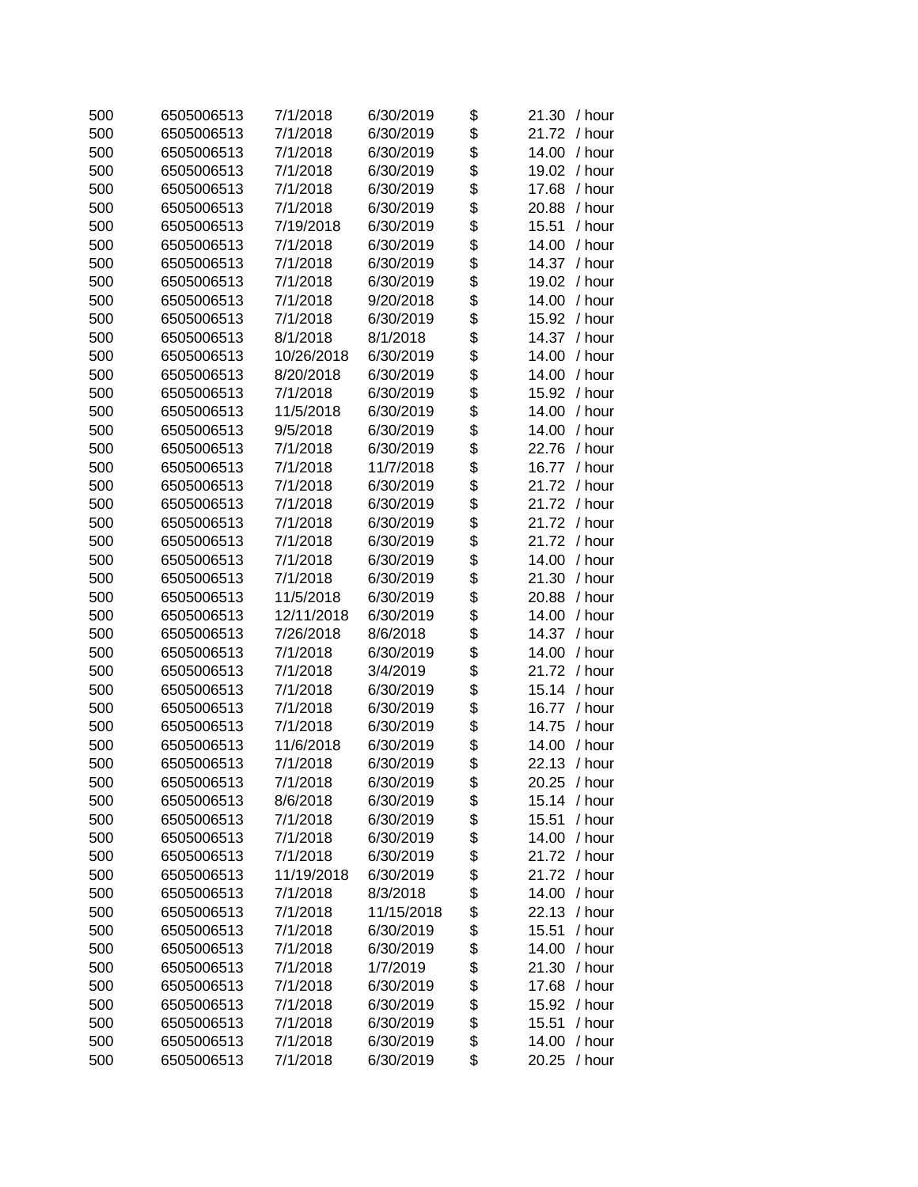| | | | | | | |
|---|---|---|---|---|---|---|
| 500 | 6505006513 | 7/1/2018 | 6/30/2019 | $ | 21.30 | / hour |
| 500 | 6505006513 | 7/1/2018 | 6/30/2019 | $ | 21.72 | / hour |
| 500 | 6505006513 | 7/1/2018 | 6/30/2019 | $ | 14.00 | / hour |
| 500 | 6505006513 | 7/1/2018 | 6/30/2019 | $ | 19.02 | / hour |
| 500 | 6505006513 | 7/1/2018 | 6/30/2019 | $ | 17.68 | / hour |
| 500 | 6505006513 | 7/1/2018 | 6/30/2019 | $ | 20.88 | / hour |
| 500 | 6505006513 | 7/19/2018 | 6/30/2019 | $ | 15.51 | / hour |
| 500 | 6505006513 | 7/1/2018 | 6/30/2019 | $ | 14.00 | / hour |
| 500 | 6505006513 | 7/1/2018 | 6/30/2019 | $ | 14.37 | / hour |
| 500 | 6505006513 | 7/1/2018 | 6/30/2019 | $ | 19.02 | / hour |
| 500 | 6505006513 | 7/1/2018 | 9/20/2018 | $ | 14.00 | / hour |
| 500 | 6505006513 | 7/1/2018 | 6/30/2019 | $ | 15.92 | / hour |
| 500 | 6505006513 | 8/1/2018 | 8/1/2018 | $ | 14.37 | / hour |
| 500 | 6505006513 | 10/26/2018 | 6/30/2019 | $ | 14.00 | / hour |
| 500 | 6505006513 | 8/20/2018 | 6/30/2019 | $ | 14.00 | / hour |
| 500 | 6505006513 | 7/1/2018 | 6/30/2019 | $ | 15.92 | / hour |
| 500 | 6505006513 | 11/5/2018 | 6/30/2019 | $ | 14.00 | / hour |
| 500 | 6505006513 | 9/5/2018 | 6/30/2019 | $ | 14.00 | / hour |
| 500 | 6505006513 | 7/1/2018 | 6/30/2019 | $ | 22.76 | / hour |
| 500 | 6505006513 | 7/1/2018 | 11/7/2018 | $ | 16.77 | / hour |
| 500 | 6505006513 | 7/1/2018 | 6/30/2019 | $ | 21.72 | / hour |
| 500 | 6505006513 | 7/1/2018 | 6/30/2019 | $ | 21.72 | / hour |
| 500 | 6505006513 | 7/1/2018 | 6/30/2019 | $ | 21.72 | / hour |
| 500 | 6505006513 | 7/1/2018 | 6/30/2019 | $ | 21.72 | / hour |
| 500 | 6505006513 | 7/1/2018 | 6/30/2019 | $ | 14.00 | / hour |
| 500 | 6505006513 | 7/1/2018 | 6/30/2019 | $ | 21.30 | / hour |
| 500 | 6505006513 | 11/5/2018 | 6/30/2019 | $ | 20.88 | / hour |
| 500 | 6505006513 | 12/11/2018 | 6/30/2019 | $ | 14.00 | / hour |
| 500 | 6505006513 | 7/26/2018 | 8/6/2018 | $ | 14.37 | / hour |
| 500 | 6505006513 | 7/1/2018 | 6/30/2019 | $ | 14.00 | / hour |
| 500 | 6505006513 | 7/1/2018 | 3/4/2019 | $ | 21.72 | / hour |
| 500 | 6505006513 | 7/1/2018 | 6/30/2019 | $ | 15.14 | / hour |
| 500 | 6505006513 | 7/1/2018 | 6/30/2019 | $ | 16.77 | / hour |
| 500 | 6505006513 | 7/1/2018 | 6/30/2019 | $ | 14.75 | / hour |
| 500 | 6505006513 | 11/6/2018 | 6/30/2019 | $ | 14.00 | / hour |
| 500 | 6505006513 | 7/1/2018 | 6/30/2019 | $ | 22.13 | / hour |
| 500 | 6505006513 | 7/1/2018 | 6/30/2019 | $ | 20.25 | / hour |
| 500 | 6505006513 | 8/6/2018 | 6/30/2019 | $ | 15.14 | / hour |
| 500 | 6505006513 | 7/1/2018 | 6/30/2019 | $ | 15.51 | / hour |
| 500 | 6505006513 | 7/1/2018 | 6/30/2019 | $ | 14.00 | / hour |
| 500 | 6505006513 | 7/1/2018 | 6/30/2019 | $ | 21.72 | / hour |
| 500 | 6505006513 | 11/19/2018 | 6/30/2019 | $ | 21.72 | / hour |
| 500 | 6505006513 | 7/1/2018 | 8/3/2018 | $ | 14.00 | / hour |
| 500 | 6505006513 | 7/1/2018 | 11/15/2018 | $ | 22.13 | / hour |
| 500 | 6505006513 | 7/1/2018 | 6/30/2019 | $ | 15.51 | / hour |
| 500 | 6505006513 | 7/1/2018 | 6/30/2019 | $ | 14.00 | / hour |
| 500 | 6505006513 | 7/1/2018 | 1/7/2019 | $ | 21.30 | / hour |
| 500 | 6505006513 | 7/1/2018 | 6/30/2019 | $ | 17.68 | / hour |
| 500 | 6505006513 | 7/1/2018 | 6/30/2019 | $ | 15.92 | / hour |
| 500 | 6505006513 | 7/1/2018 | 6/30/2019 | $ | 15.51 | / hour |
| 500 | 6505006513 | 7/1/2018 | 6/30/2019 | $ | 14.00 | / hour |
| 500 | 6505006513 | 7/1/2018 | 6/30/2019 | $ | 20.25 | / hour |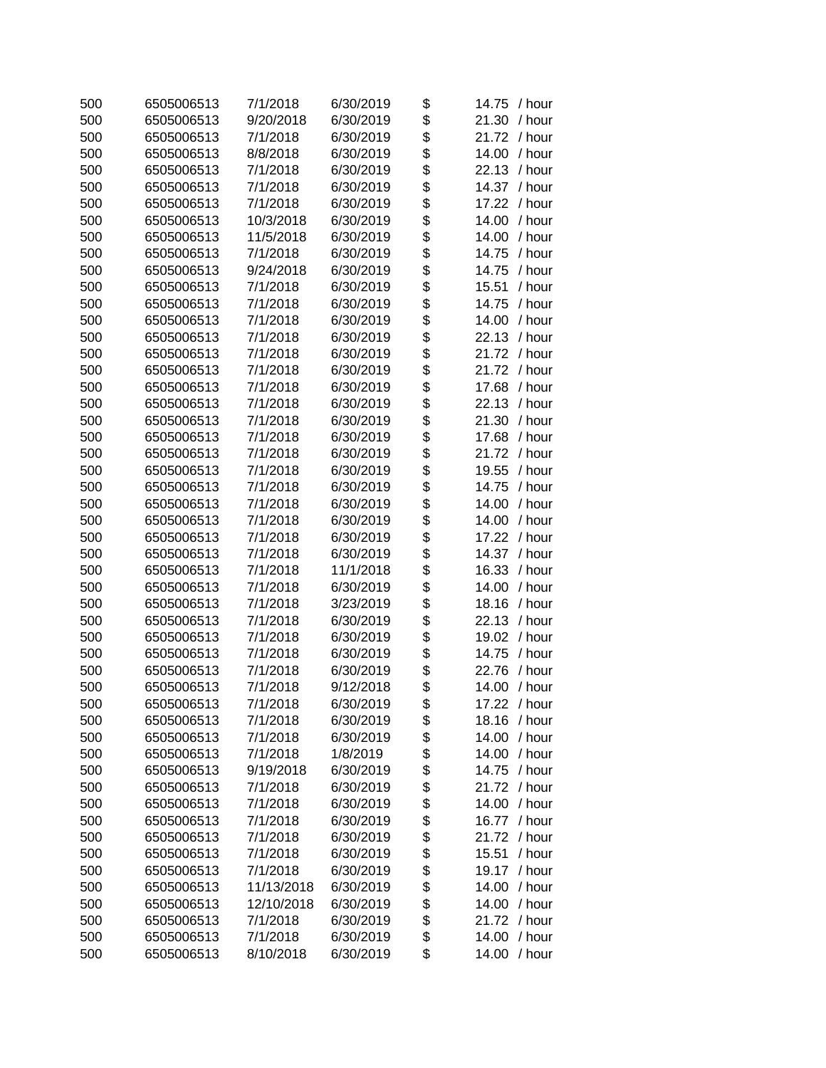| | | | | | |
|---|---|---|---|---|---|
| 500 | 6505006513 | 7/1/2018 | 6/30/2019 | $ | 14.75 / hour |
| 500 | 6505006513 | 9/20/2018 | 6/30/2019 | $ | 21.30 / hour |
| 500 | 6505006513 | 7/1/2018 | 6/30/2019 | $ | 21.72 / hour |
| 500 | 6505006513 | 8/8/2018 | 6/30/2019 | $ | 14.00 / hour |
| 500 | 6505006513 | 7/1/2018 | 6/30/2019 | $ | 22.13 / hour |
| 500 | 6505006513 | 7/1/2018 | 6/30/2019 | $ | 14.37 / hour |
| 500 | 6505006513 | 7/1/2018 | 6/30/2019 | $ | 17.22 / hour |
| 500 | 6505006513 | 10/3/2018 | 6/30/2019 | $ | 14.00 / hour |
| 500 | 6505006513 | 11/5/2018 | 6/30/2019 | $ | 14.00 / hour |
| 500 | 6505006513 | 7/1/2018 | 6/30/2019 | $ | 14.75 / hour |
| 500 | 6505006513 | 9/24/2018 | 6/30/2019 | $ | 14.75 / hour |
| 500 | 6505006513 | 7/1/2018 | 6/30/2019 | $ | 15.51 / hour |
| 500 | 6505006513 | 7/1/2018 | 6/30/2019 | $ | 14.75 / hour |
| 500 | 6505006513 | 7/1/2018 | 6/30/2019 | $ | 14.00 / hour |
| 500 | 6505006513 | 7/1/2018 | 6/30/2019 | $ | 22.13 / hour |
| 500 | 6505006513 | 7/1/2018 | 6/30/2019 | $ | 21.72 / hour |
| 500 | 6505006513 | 7/1/2018 | 6/30/2019 | $ | 21.72 / hour |
| 500 | 6505006513 | 7/1/2018 | 6/30/2019 | $ | 17.68 / hour |
| 500 | 6505006513 | 7/1/2018 | 6/30/2019 | $ | 22.13 / hour |
| 500 | 6505006513 | 7/1/2018 | 6/30/2019 | $ | 21.30 / hour |
| 500 | 6505006513 | 7/1/2018 | 6/30/2019 | $ | 17.68 / hour |
| 500 | 6505006513 | 7/1/2018 | 6/30/2019 | $ | 21.72 / hour |
| 500 | 6505006513 | 7/1/2018 | 6/30/2019 | $ | 19.55 / hour |
| 500 | 6505006513 | 7/1/2018 | 6/30/2019 | $ | 14.75 / hour |
| 500 | 6505006513 | 7/1/2018 | 6/30/2019 | $ | 14.00 / hour |
| 500 | 6505006513 | 7/1/2018 | 6/30/2019 | $ | 14.00 / hour |
| 500 | 6505006513 | 7/1/2018 | 6/30/2019 | $ | 17.22 / hour |
| 500 | 6505006513 | 7/1/2018 | 6/30/2019 | $ | 14.37 / hour |
| 500 | 6505006513 | 7/1/2018 | 11/1/2018 | $ | 16.33 / hour |
| 500 | 6505006513 | 7/1/2018 | 6/30/2019 | $ | 14.00 / hour |
| 500 | 6505006513 | 7/1/2018 | 3/23/2019 | $ | 18.16 / hour |
| 500 | 6505006513 | 7/1/2018 | 6/30/2019 | $ | 22.13 / hour |
| 500 | 6505006513 | 7/1/2018 | 6/30/2019 | $ | 19.02 / hour |
| 500 | 6505006513 | 7/1/2018 | 6/30/2019 | $ | 14.75 / hour |
| 500 | 6505006513 | 7/1/2018 | 6/30/2019 | $ | 22.76 / hour |
| 500 | 6505006513 | 7/1/2018 | 9/12/2018 | $ | 14.00 / hour |
| 500 | 6505006513 | 7/1/2018 | 6/30/2019 | $ | 17.22 / hour |
| 500 | 6505006513 | 7/1/2018 | 6/30/2019 | $ | 18.16 / hour |
| 500 | 6505006513 | 7/1/2018 | 6/30/2019 | $ | 14.00 / hour |
| 500 | 6505006513 | 7/1/2018 | 1/8/2019 | $ | 14.00 / hour |
| 500 | 6505006513 | 9/19/2018 | 6/30/2019 | $ | 14.75 / hour |
| 500 | 6505006513 | 7/1/2018 | 6/30/2019 | $ | 21.72 / hour |
| 500 | 6505006513 | 7/1/2018 | 6/30/2019 | $ | 14.00 / hour |
| 500 | 6505006513 | 7/1/2018 | 6/30/2019 | $ | 16.77 / hour |
| 500 | 6505006513 | 7/1/2018 | 6/30/2019 | $ | 21.72 / hour |
| 500 | 6505006513 | 7/1/2018 | 6/30/2019 | $ | 15.51 / hour |
| 500 | 6505006513 | 7/1/2018 | 6/30/2019 | $ | 19.17 / hour |
| 500 | 6505006513 | 11/13/2018 | 6/30/2019 | $ | 14.00 / hour |
| 500 | 6505006513 | 12/10/2018 | 6/30/2019 | $ | 14.00 / hour |
| 500 | 6505006513 | 7/1/2018 | 6/30/2019 | $ | 21.72 / hour |
| 500 | 6505006513 | 7/1/2018 | 6/30/2019 | $ | 14.00 / hour |
| 500 | 6505006513 | 8/10/2018 | 6/30/2019 | $ | 14.00 / hour |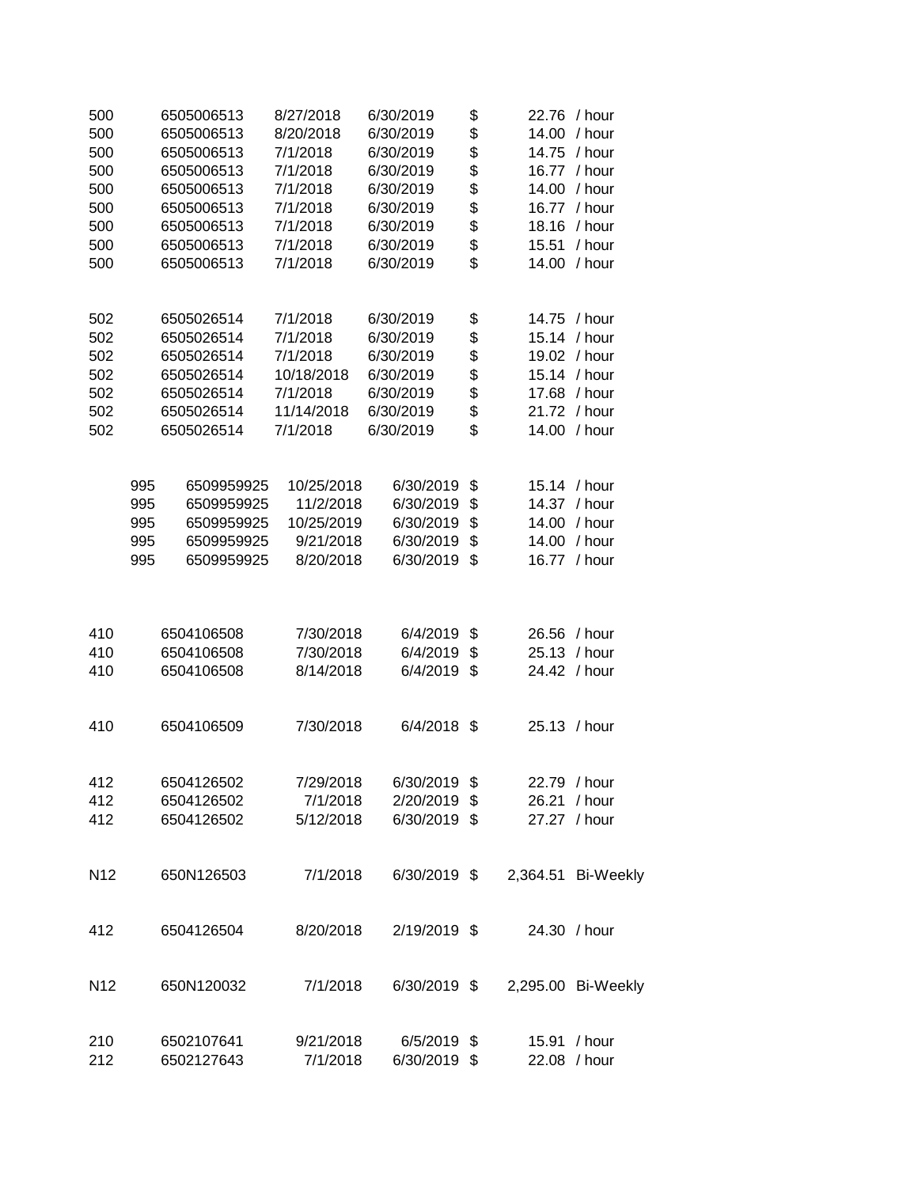| | | | | | | |
|---|---|---|---|---|---|---|
| 500 | 6505006513 | 8/27/2018 | 6/30/2019 | $ | 22.76 | / hour |
| 500 | 6505006513 | 8/20/2018 | 6/30/2019 | $ | 14.00 | / hour |
| 500 | 6505006513 | 7/1/2018 | 6/30/2019 | $ | 14.75 | / hour |
| 500 | 6505006513 | 7/1/2018 | 6/30/2019 | $ | 16.77 | / hour |
| 500 | 6505006513 | 7/1/2018 | 6/30/2019 | $ | 14.00 | / hour |
| 500 | 6505006513 | 7/1/2018 | 6/30/2019 | $ | 16.77 | / hour |
| 500 | 6505006513 | 7/1/2018 | 6/30/2019 | $ | 18.16 | / hour |
| 500 | 6505006513 | 7/1/2018 | 6/30/2019 | $ | 15.51 | / hour |
| 500 | 6505006513 | 7/1/2018 | 6/30/2019 | $ | 14.00 | / hour |
| | | | | | | |
| 502 | 6505026514 | 7/1/2018 | 6/30/2019 | $ | 14.75 | / hour |
| 502 | 6505026514 | 7/1/2018 | 6/30/2019 | $ | 15.14 | / hour |
| 502 | 6505026514 | 7/1/2018 | 6/30/2019 | $ | 19.02 | / hour |
| 502 | 6505026514 | 10/18/2018 | 6/30/2019 | $ | 15.14 | / hour |
| 502 | 6505026514 | 7/1/2018 | 6/30/2019 | $ | 17.68 | / hour |
| 502 | 6505026514 | 11/14/2018 | 6/30/2019 | $ | 21.72 | / hour |
| 502 | 6505026514 | 7/1/2018 | 6/30/2019 | $ | 14.00 | / hour |
| | | | | | | |
| 995 | 6509959925 | 10/25/2018 | 6/30/2019 | $ | 15.14 | / hour |
| 995 | 6509959925 | 11/2/2018 | 6/30/2019 | $ | 14.37 | / hour |
| 995 | 6509959925 | 10/25/2019 | 6/30/2019 | $ | 14.00 | / hour |
| 995 | 6509959925 | 9/21/2018 | 6/30/2019 | $ | 14.00 | / hour |
| 995 | 6509959925 | 8/20/2018 | 6/30/2019 | $ | 16.77 | / hour |
| | | | | | | |
| 410 | 6504106508 | 7/30/2018 | 6/4/2019 | $ | 26.56 | / hour |
| 410 | 6504106508 | 7/30/2018 | 6/4/2019 | $ | 25.13 | / hour |
| 410 | 6504106508 | 8/14/2018 | 6/4/2019 | $ | 24.42 | / hour |
| | | | | | | |
| 410 | 6504106509 | 7/30/2018 | 6/4/2018 | $ | 25.13 | / hour |
| | | | | | | |
| 412 | 6504126502 | 7/29/2018 | 6/30/2019 | $ | 22.79 | / hour |
| 412 | 6504126502 | 7/1/2018 | 2/20/2019 | $ | 26.21 | / hour |
| 412 | 6504126502 | 5/12/2018 | 6/30/2019 | $ | 27.27 | / hour |
| | | | | | | |
| N12 | 650N126503 | 7/1/2018 | 6/30/2019 | $ | 2,364.51 | Bi-Weekly |
| | | | | | | |
| 412 | 6504126504 | 8/20/2018 | 2/19/2019 | $ | 24.30 | / hour |
| | | | | | | |
| N12 | 650N120032 | 7/1/2018 | 6/30/2019 | $ | 2,295.00 | Bi-Weekly |
| | | | | | | |
| 210 | 6502107641 | 9/21/2018 | 6/5/2019 | $ | 15.91 | / hour |
| 212 | 6502127643 | 7/1/2018 | 6/30/2019 | $ | 22.08 | / hour |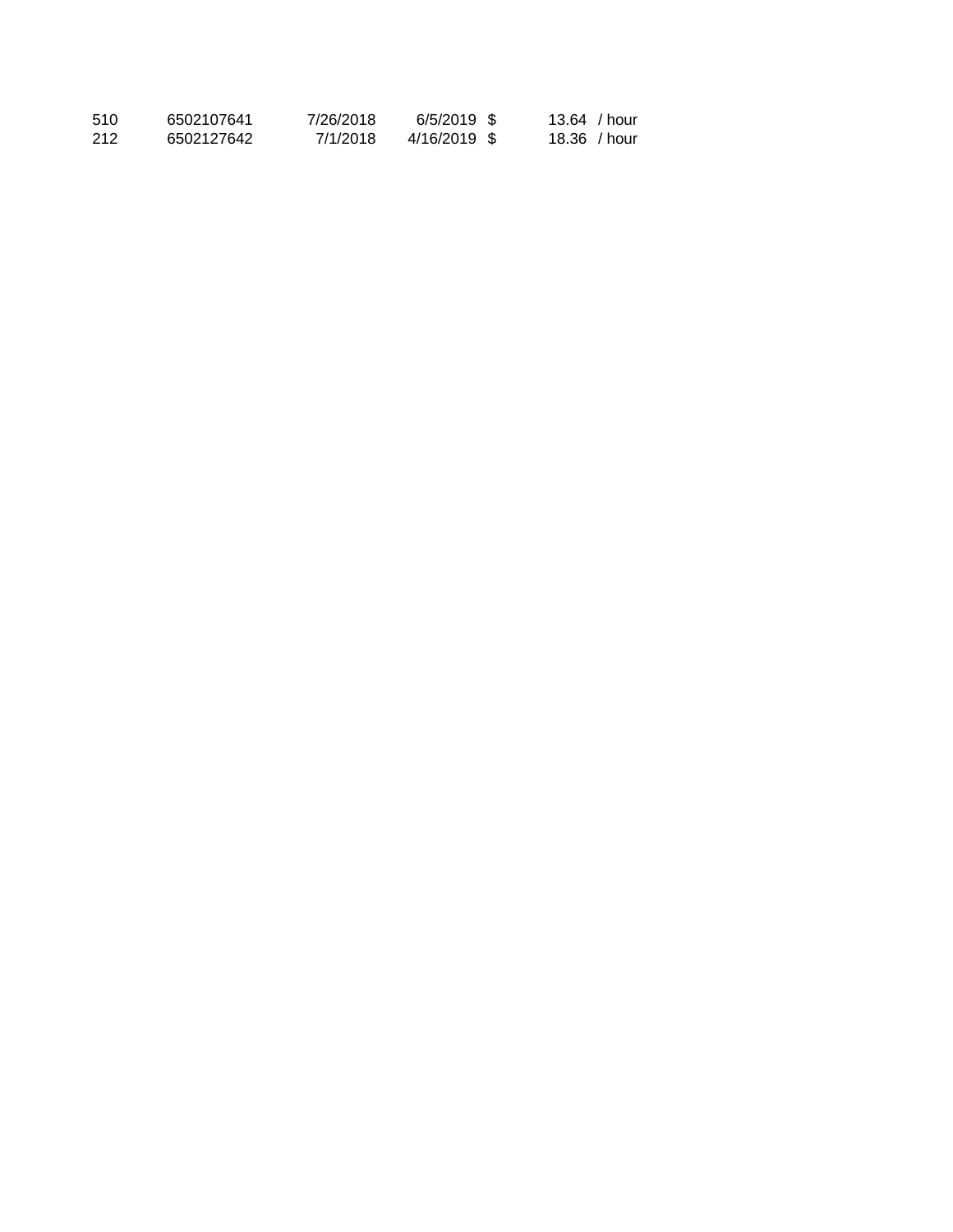| | | | | | |
|---|---|---|---|---|---|
| 510 | 6502107641 | 7/26/2018 | 6/5/2019 | $ 13.64 | / hour |
| 212 | 6502127642 | 7/1/2018 | 4/16/2019 | $ 18.36 | / hour |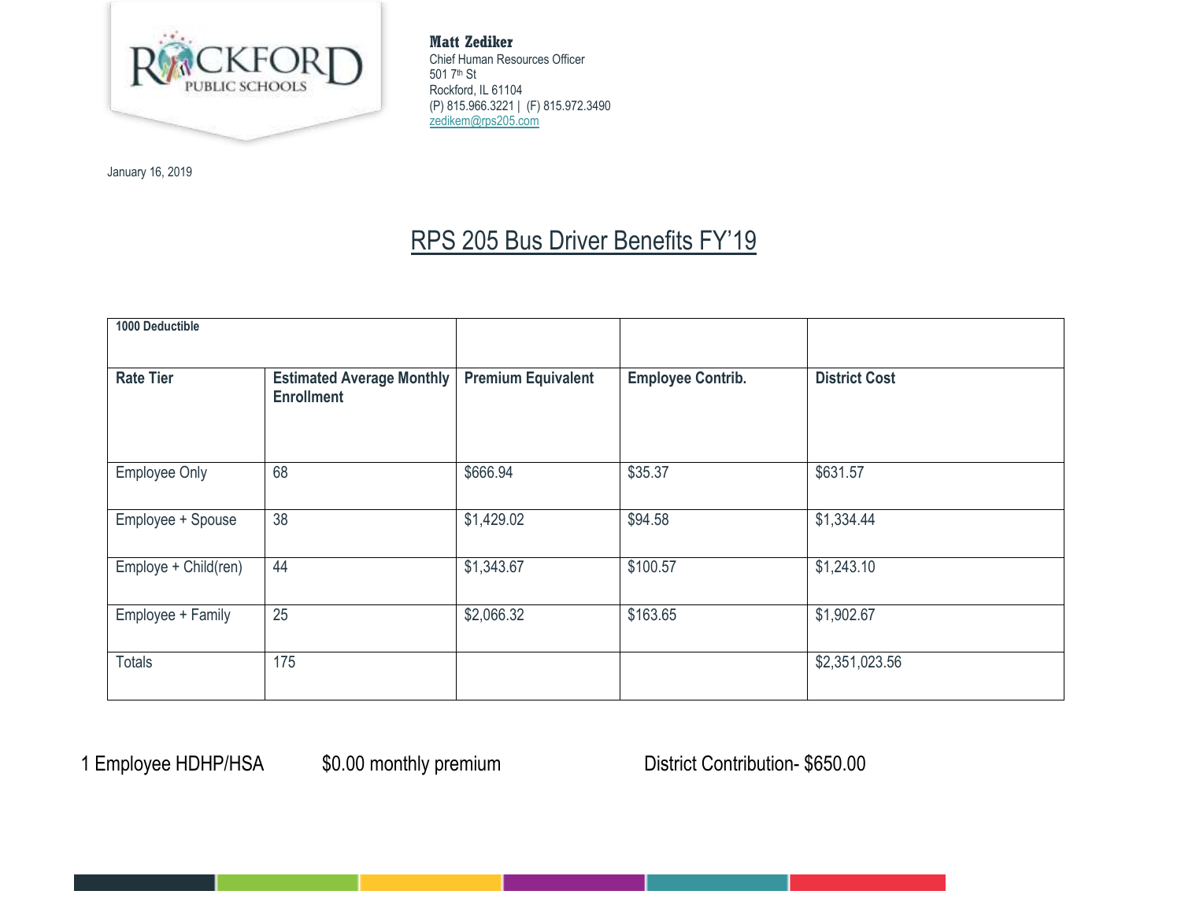**Matt Zediker**
Chief Human Resources Officer
501 7th St
Rockford, IL 61104
(P) 815.966.3221 | (F) 815.972.3490
zedikem@rps205.com

January 16, 2019

# RPS 205 Bus Driver Benefits FY'19

| **1000 Deductible** | | | | |
|---|---|---|---|---|
| **Rate Tier** | **Estimated Average Monthly Enrollment** | **Premium Equivalent** | **Employee Contrib.** | **District Cost** |
| Employee Only | 68 | $666.94 | $35.37 | $631.57 |
| Employee + Spouse | 38 | $1,429.02 | $94.58 | $1,334.44 |
| Employe + Child(ren) | 44 | $1,343.67 | $100.57 | $1,243.10 |
| Employee + Family | 25 | $2,066.32 | $163.65 | $1,902.67 |
| Totals | 175 | | | $2,351,023.56 |

1 Employee HDHP/HSA $0.00 monthly premium District Contribution- $650.00